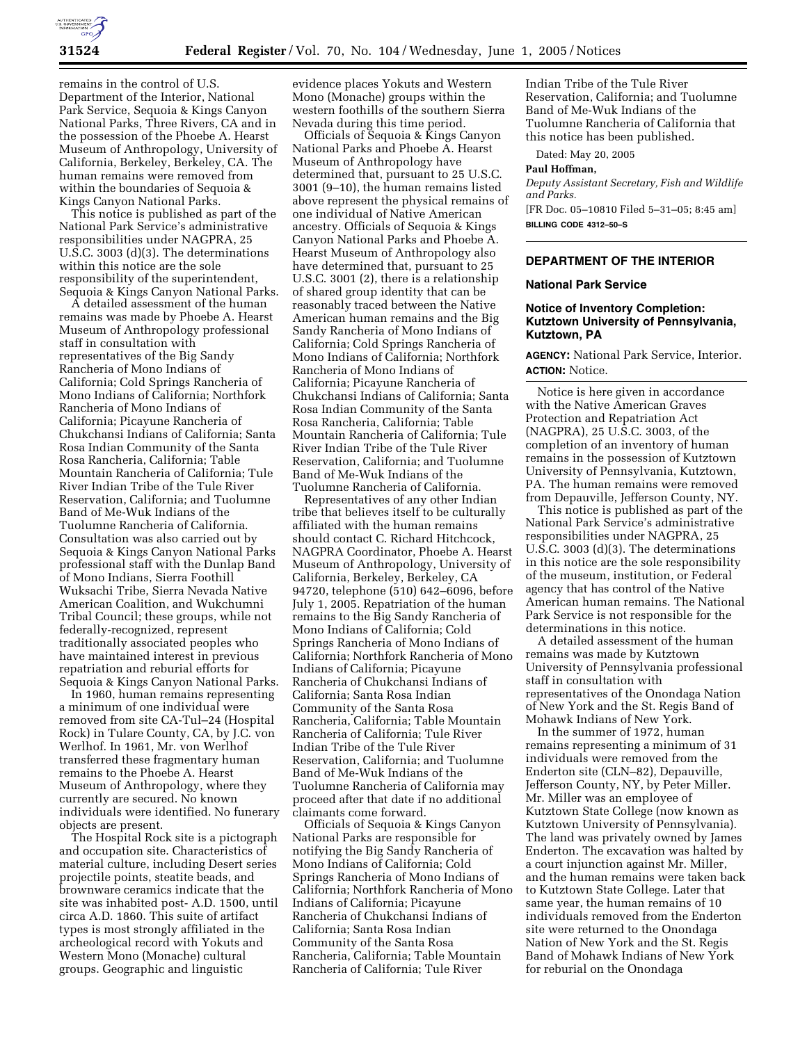remains in the control of U.S. Department of the Interior, National Park Service, Sequoia & Kings Canyon National Parks, Three Rivers, CA and in the possession of the Phoebe A. Hearst Museum of Anthropology, University of California, Berkeley, Berkeley, CA. The human remains were removed from within the boundaries of Sequoia & Kings Canyon National Parks.

This notice is published as part of the National Park Service's administrative responsibilities under NAGPRA, 25 U.S.C. 3003 (d)(3). The determinations within this notice are the sole responsibility of the superintendent, Sequoia & Kings Canyon National Parks.

A detailed assessment of the human remains was made by Phoebe A. Hearst Museum of Anthropology professional staff in consultation with representatives of the Big Sandy Rancheria of Mono Indians of California; Cold Springs Rancheria of Mono Indians of California; Northfork Rancheria of Mono Indians of California; Picayune Rancheria of Chukchansi Indians of California; Santa Rosa Indian Community of the Santa Rosa Rancheria, California; Table Mountain Rancheria of California; Tule River Indian Tribe of the Tule River Reservation, California; and Tuolumne Band of Me-Wuk Indians of the Tuolumne Rancheria of California. Consultation was also carried out by Sequoia & Kings Canyon National Parks professional staff with the Dunlap Band of Mono Indians, Sierra Foothill Wuksachi Tribe, Sierra Nevada Native American Coalition, and Wukchumni Tribal Council; these groups, while not federally-recognized, represent traditionally associated peoples who have maintained interest in previous repatriation and reburial efforts for Sequoia & Kings Canyon National Parks.

In 1960, human remains representing a minimum of one individual were removed from site CA-Tul–24 (Hospital Rock) in Tulare County, CA, by J.C. von Werlhof. In 1961, Mr. von Werlhof transferred these fragmentary human remains to the Phoebe A. Hearst Museum of Anthropology, where they currently are secured. No known individuals were identified. No funerary objects are present.

The Hospital Rock site is a pictograph and occupation site. Characteristics of material culture, including Desert series projectile points, steatite beads, and brownware ceramics indicate that the site was inhabited post- A.D. 1500, until circa A.D. 1860. This suite of artifact types is most strongly affiliated in the archeological record with Yokuts and Western Mono (Monache) cultural groups. Geographic and linguistic evidence places Yokuts and Western Mono (Monache) groups within the western foothills of the southern Sierra Nevada during this time period.

Officials of Sequoia & Kings Canyon National Parks and Phoebe A. Hearst Museum of Anthropology have determined that, pursuant to 25 U.S.C. 3001 (9–10), the human remains listed above represent the physical remains of one individual of Native American ancestry. Officials of Sequoia & Kings Canyon National Parks and Phoebe A. Hearst Museum of Anthropology also have determined that, pursuant to 25 U.S.C. 3001 (2), there is a relationship of shared group identity that can be reasonably traced between the Native American human remains and the Big Sandy Rancheria of Mono Indians of California; Cold Springs Rancheria of Mono Indians of California; Northfork Rancheria of Mono Indians of California; Picayune Rancheria of Chukchansi Indians of California; Santa Rosa Indian Community of the Santa Rosa Rancheria, California; Table Mountain Rancheria of California; Tule River Indian Tribe of the Tule River Reservation, California; and Tuolumne Band of Me-Wuk Indians of the Tuolumne Rancheria of California.

Representatives of any other Indian tribe that believes itself to be culturally affiliated with the human remains should contact C. Richard Hitchcock, NAGPRA Coordinator, Phoebe A. Hearst Museum of Anthropology, University of California, Berkeley, Berkeley, CA 94720, telephone (510) 642–6096, before July 1, 2005. Repatriation of the human remains to the Big Sandy Rancheria of Mono Indians of California; Cold Springs Rancheria of Mono Indians of California; Northfork Rancheria of Mono Indians of California; Picayune Rancheria of Chukchansi Indians of California; Santa Rosa Indian Community of the Santa Rosa Rancheria, California; Table Mountain Rancheria of California; Tule River Indian Tribe of the Tule River Reservation, California; and Tuolumne Band of Me-Wuk Indians of the Tuolumne Rancheria of California may proceed after that date if no additional claimants come forward.

Officials of Sequoia & Kings Canyon National Parks are responsible for notifying the Big Sandy Rancheria of Mono Indians of California; Cold Springs Rancheria of Mono Indians of California; Northfork Rancheria of Mono Indians of California; Picayune Rancheria of Chukchansi Indians of California; Santa Rosa Indian Community of the Santa Rosa Rancheria, California; Table Mountain Rancheria of California; Tule River Indian Tribe of the Tule River Reservation, California; and Tuolumne Band of Me-Wuk Indians of the Tuolumne Rancheria of California that this notice has been published.

Dated: May 20, 2005

**Paul Hoffman,**

*Deputy Assistant Secretary, Fish and Wildlife and Parks.*

[FR Doc. 05–10810 Filed 5–31–05; 8:45 am]

**BILLING CODE 4312–50–S**

---

## DEPARTMENT OF THE INTERIOR

### National Park Service

### Notice of Inventory Completion: Kutztown University of Pennsylvania, Kutztown, PA

**AGENCY:** National Park Service, Interior.

**ACTION:** Notice.

Notice is here given in accordance with the Native American Graves Protection and Repatriation Act (NAGPRA), 25 U.S.C. 3003, of the completion of an inventory of human remains in the possession of Kutztown University of Pennsylvania, Kutztown, PA. The human remains were removed from Depauville, Jefferson County, NY.

This notice is published as part of the National Park Service's administrative responsibilities under NAGPRA, 25 U.S.C. 3003 (d)(3). The determinations in this notice are the sole responsibility of the museum, institution, or Federal agency that has control of the Native American human remains. The National Park Service is not responsible for the determinations in this notice.

A detailed assessment of the human remains was made by Kutztown University of Pennsylvania professional staff in consultation with representatives of the Onondaga Nation of New York and the St. Regis Band of Mohawk Indians of New York.

In the summer of 1972, human remains representing a minimum of 31 individuals were removed from the Enderton site (CLN–82), Depauville, Jefferson County, NY, by Peter Miller. Mr. Miller was an employee of Kutztown State College (now known as Kutztown University of Pennsylvania). The land was privately owned by James Enderton. The excavation was halted by a court injunction against Mr. Miller, and the human remains were taken back to Kutztown State College. Later that same year, the human remains of 10 individuals removed from the Enderton site were returned to the Onondaga Nation of New York and the St. Regis Band of Mohawk Indians of New York for reburial on the Onondaga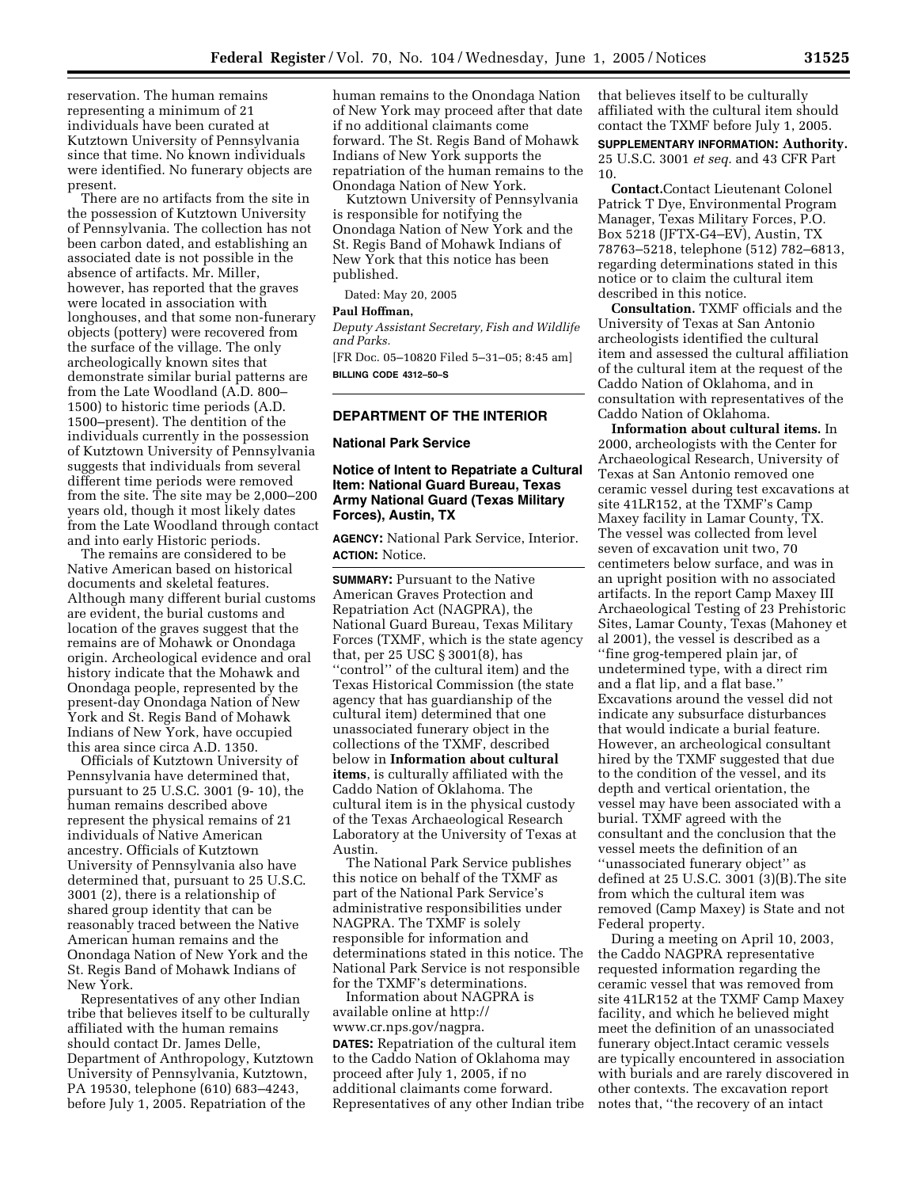reservation. The human remains representing a minimum of 21 individuals have been curated at Kutztown University of Pennsylvania since that time. No known individuals were identified. No funerary objects are present.

There are no artifacts from the site in the possession of Kutztown University of Pennsylvania. The collection has not been carbon dated, and establishing an associated date is not possible in the absence of artifacts. Mr. Miller, however, has reported that the graves were located in association with longhouses, and that some non-funerary objects (pottery) were recovered from the surface of the village. The only archeologically known sites that demonstrate similar burial patterns are from the Late Woodland (A.D. 800–1500) to historic time periods (A.D. 1500–present). The dentition of the individuals currently in the possession of Kutztown University of Pennsylvania suggests that individuals from several different time periods were removed from the site. The site may be 2,000–200 years old, though it most likely dates from the Late Woodland through contact and into early Historic periods.

The remains are considered to be Native American based on historical documents and skeletal features. Although many different burial customs are evident, the burial customs and location of the graves suggest that the remains are of Mohawk or Onondaga origin. Archeological evidence and oral history indicate that the Mohawk and Onondaga people, represented by the present-day Onondaga Nation of New York and St. Regis Band of Mohawk Indians of New York, have occupied this area since circa A.D. 1350.

Officials of Kutztown University of Pennsylvania have determined that, pursuant to 25 U.S.C. 3001 (9- 10), the human remains described above represent the physical remains of 21 individuals of Native American ancestry. Officials of Kutztown University of Pennsylvania also have determined that, pursuant to 25 U.S.C. 3001 (2), there is a relationship of shared group identity that can be reasonably traced between the Native American human remains and the Onondaga Nation of New York and the St. Regis Band of Mohawk Indians of New York.

Representatives of any other Indian tribe that believes itself to be culturally affiliated with the human remains should contact Dr. James Delle, Department of Anthropology, Kutztown University of Pennsylvania, Kutztown, PA 19530, telephone (610) 683–4243, before July 1, 2005. Repatriation of the human remains to the Onondaga Nation of New York may proceed after that date if no additional claimants come forward. The St. Regis Band of Mohawk Indians of New York supports the repatriation of the human remains to the Onondaga Nation of New York.

Kutztown University of Pennsylvania is responsible for notifying the Onondaga Nation of New York and the St. Regis Band of Mohawk Indians of New York that this notice has been published.

Dated: May 20, 2005

**Paul Hoffman,**

*Deputy Assistant Secretary, Fish and Wildlife and Parks.*

[FR Doc. 05–10820 Filed 5–31–05; 8:45 am]

**BILLING CODE 4312–50–S**

---

## DEPARTMENT OF THE INTERIOR

### National Park Service

### Notice of Intent to Repatriate a Cultural Item: National Guard Bureau, Texas Army National Guard (Texas Military Forces), Austin, TX

**AGENCY:** National Park Service, Interior.

**ACTION:** Notice.

**SUMMARY:** Pursuant to the Native American Graves Protection and Repatriation Act (NAGPRA), the National Guard Bureau, Texas Military Forces (TXMF, which is the state agency that, per 25 USC § 3001(8), has ''control'' of the cultural item) and the Texas Historical Commission (the state agency that has guardianship of the cultural item) determined that one unassociated funerary object in the collections of the TXMF, described below in **Information about cultural items**, is culturally affiliated with the Caddo Nation of Oklahoma. The cultural item is in the physical custody of the Texas Archaeological Research Laboratory at the University of Texas at Austin.

The National Park Service publishes this notice on behalf of the TXMF as part of the National Park Service's administrative responsibilities under NAGPRA. The TXMF is solely responsible for information and determinations stated in this notice. The National Park Service is not responsible for the TXMF's determinations.

Information about NAGPRA is available online at http://www.cr.nps.gov/nagpra.

**DATES:** Repatriation of the cultural item to the Caddo Nation of Oklahoma may proceed after July 1, 2005, if no additional claimants come forward. Representatives of any other Indian tribe that believes itself to be culturally affiliated with the cultural item should contact the TXMF before July 1, 2005.

**SUPPLEMENTARY INFORMATION: Authority.** 25 U.S.C. 3001 *et seq.* and 43 CFR Part 10.

**Contact.** Contact Lieutenant Colonel Patrick T Dye, Environmental Program Manager, Texas Military Forces, P.O. Box 5218 (JFTX-G4–EV), Austin, TX 78763–5218, telephone (512) 782–6813, regarding determinations stated in this notice or to claim the cultural item described in this notice.

**Consultation.** TXMF officials and the University of Texas at San Antonio archeologists identified the cultural item and assessed the cultural affiliation of the cultural item at the request of the Caddo Nation of Oklahoma, and in consultation with representatives of the Caddo Nation of Oklahoma.

**Information about cultural items.** In 2000, archeologists with the Center for Archaeological Research, University of Texas at San Antonio removed one ceramic vessel during test excavations at site 41LR152, at the TXMF's Camp Maxey facility in Lamar County, TX. The vessel was collected from level seven of excavation unit two, 70 centimeters below surface, and was in an upright position with no associated artifacts. In the report Camp Maxey III Archaeological Testing of 23 Prehistoric Sites, Lamar County, Texas (Mahoney et al 2001), the vessel is described as a ''fine grog-tempered plain jar, of undetermined type, with a direct rim and a flat lip, and a flat base.'' Excavations around the vessel did not indicate any subsurface disturbances that would indicate a burial feature. However, an archeological consultant hired by the TXMF suggested that due to the condition of the vessel, and its depth and vertical orientation, the vessel may have been associated with a burial. TXMF agreed with the consultant and the conclusion that the vessel meets the definition of an ''unassociated funerary object'' as defined at 25 U.S.C. 3001 (3)(B).The site from which the cultural item was removed (Camp Maxey) is State and not Federal property.

During a meeting on April 10, 2003, the Caddo NAGPRA representative requested information regarding the ceramic vessel that was removed from site 41LR152 at the TXMF Camp Maxey facility, and which he believed might meet the definition of an unassociated funerary object.Intact ceramic vessels are typically encountered in association with burials and are rarely discovered in other contexts. The excavation report notes that, ''the recovery of an intact